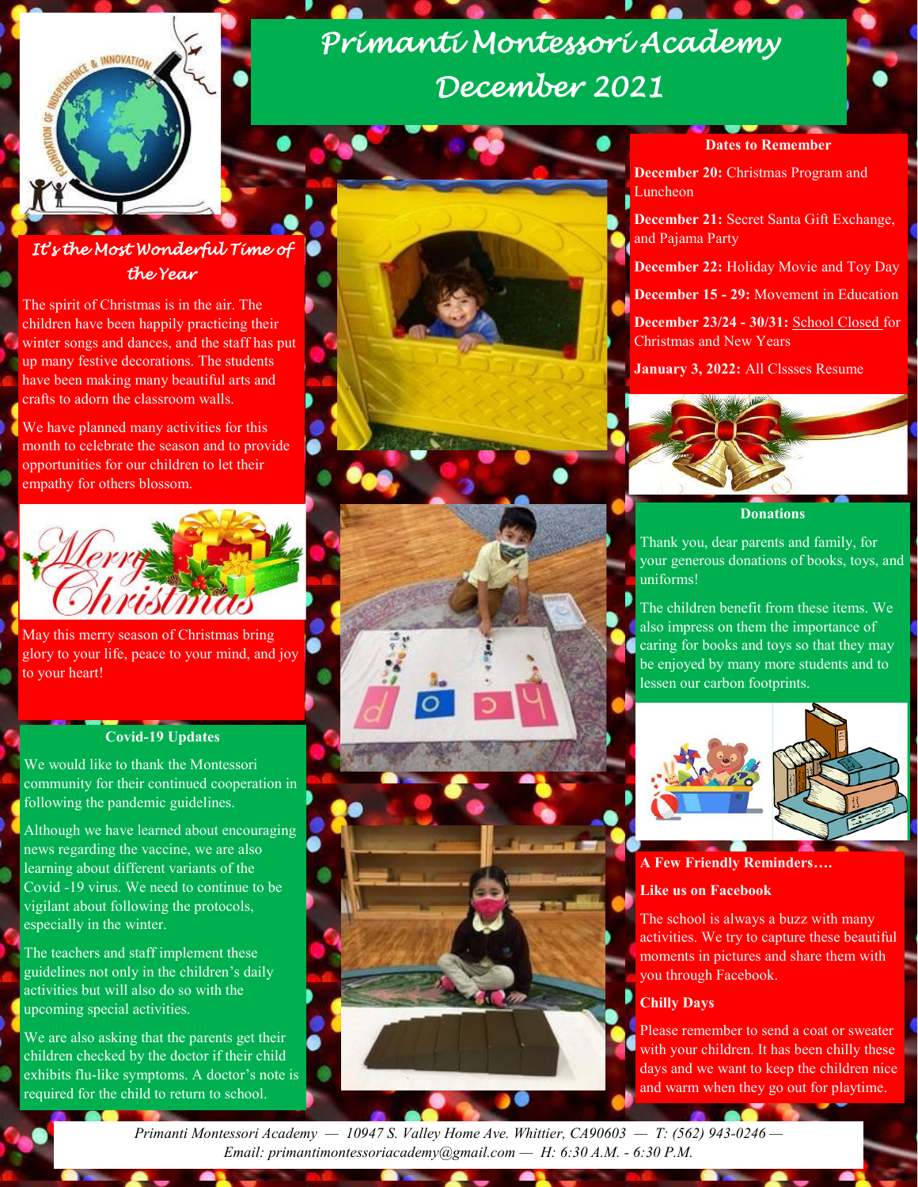# Primanti Montessori Academy December 2021

## It's the Most Wonderful Time of the Year

The spirit of Christmas is in the air. The children have been happily practicing their winter songs and dances, and the staff has put up many festive decorations. The students have been making many beautiful arts and crafts to adorn the classroom walls.

We have planned many activities for this month to celebrate the season and to provide opportunities for our children to let their empathy for others blossom.

May this merry season of Christmas bring glory to your life, peace to your mind, and joy to your heart!

### Covid-19 Updates

We would like to thank the Montessori community for their continued cooperation in following the pandemic guidelines.

Although we have learned about encouraging news regarding the vaccine, we are also learning about different variants of the Covid -19 virus. We need to continue to be vigilant about following the protocols, especially in the winter.

The teachers and staff implement these guidelines not only in the children's daily activities but will also do so with the upcoming special activities.

We are also asking that the parents get their children checked by the doctor if their child exhibits flu-like symptoms. A doctor's note is required for the child to return to school.

### Dates to Remember

**December 20:** Christmas Program and Luncheon

**December 21:** Secret Santa Gift Exchange, and Pajama Party

**December 22:** Holiday Movie and Toy Day

**December 15 - 29:** Movement in Education

**December 23/24 - 30/31:** School Closed for Christmas and New Years

**January 3, 2022:** All Clssses Resume

### Donations

Thank you, dear parents and family, for your generous donations of books, toys, and uniforms!

The children benefit from these items. We also impress on them the importance of caring for books and toys so that they may be enjoyed by many more students and to lessen our carbon footprints.

### A Few Friendly Reminders….

**Like us on Facebook**

The school is always a buzz with many activities. We try to capture these beautiful moments in pictures and share them with you through Facebook.

**Chilly Days**

Please remember to send a coat or sweater with your children. It has been chilly these days and we want to keep the children nice and warm when they go out for playtime.

*Primanti Montessori Academy — 10947 S. Valley Home Ave. Whittier, CA90603 — T: (562) 943-0246 — Email: primantimontessoriacademy@gmail.com — H: 6:30 A.M. - 6:30 P.M.*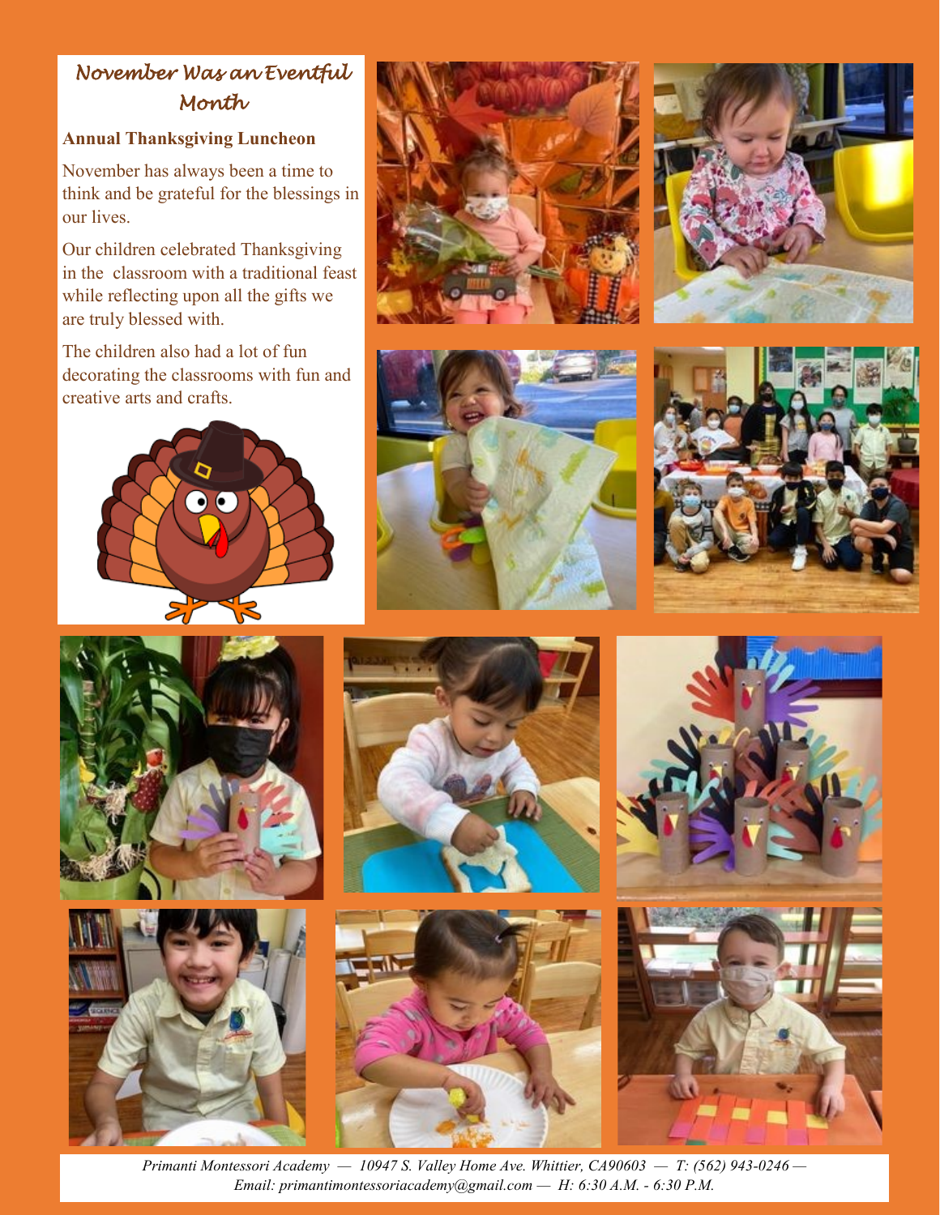## November Was an Eventful Month

**Annual Thanksgiving Luncheon**

November has always been a time to think and be grateful for the blessings in our lives.

Our children celebrated Thanksgiving in the classroom with a traditional feast while reflecting upon all the gifts we are truly blessed with.

The children also had a lot of fun decorating the classrooms with fun and creative arts and crafts.

*Primanti Montessori Academy — 10947 S. Valley Home Ave. Whittier, CA90603 — T: (562) 943-0246 — Email: primantimontessoriacademy@gmail.com — H: 6:30 A.M. - 6:30 P.M.*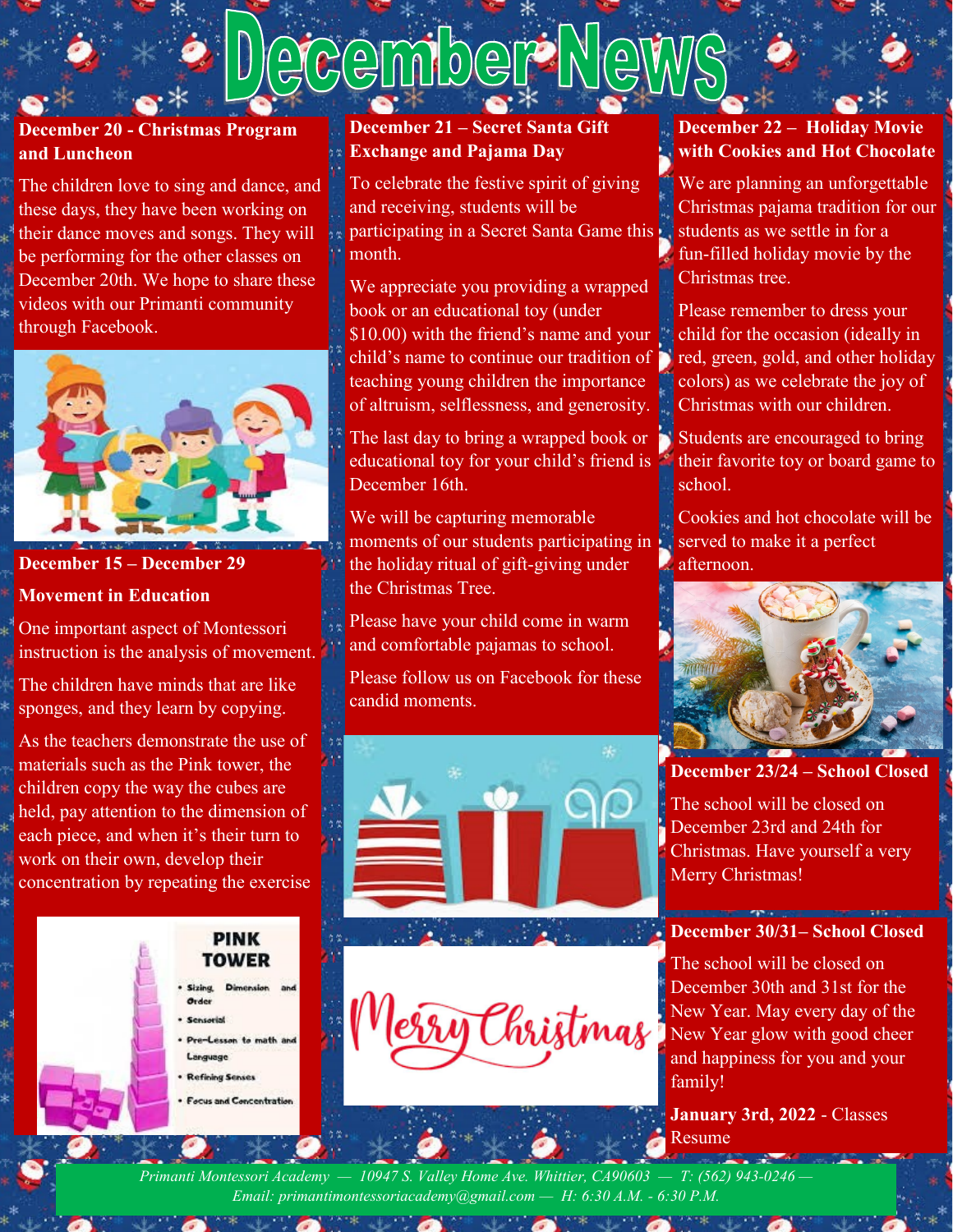# December News

## December 20 - Christmas Program and Luncheon

The children love to sing and dance, and these days, they have been working on their dance moves and songs. They will be performing for the other classes on December 20th. We hope to share these videos with our Primanti community through Facebook.

## December 15 – December 29

## Movement in Education

One important aspect of Montessori instruction is the analysis of movement.

The children have minds that are like sponges, and they learn by copying.

As the teachers demonstrate the use of materials such as the Pink tower, the children copy the way the cubes are held, pay attention to the dimension of each piece, and when it's their turn to work on their own, develop their concentration by repeating the exercise

## December 21 – Secret Santa Gift Exchange and Pajama Day

To celebrate the festive spirit of giving and receiving, students will be participating in a Secret Santa Game this month.

We appreciate you providing a wrapped book or an educational toy (under $10.00) with the friend's name and your child's name to continue our tradition of teaching young children the importance of altruism, selflessness, and generosity.

The last day to bring a wrapped book or educational toy for your child's friend is December 16th.

We will be capturing memorable moments of our students participating in the holiday ritual of gift-giving under the Christmas Tree.

Please have your child come in warm and comfortable pajamas to school.

Please follow us on Facebook for these candid moments.

## December 22 – Holiday Movie with Cookies and Hot Chocolate

We are planning an unforgettable Christmas pajama tradition for our students as we settle in for a fun-filled holiday movie by the Christmas tree.

Please remember to dress your child for the occasion (ideally in red, green, gold, and other holiday colors) as we celebrate the joy of Christmas with our children.

Students are encouraged to bring their favorite toy or board game to school.

Cookies and hot chocolate will be served to make it a perfect afternoon.

## December 23/24 – School Closed

The school will be closed on December 23rd and 24th for Christmas. Have yourself a very Merry Christmas!

## December 30/31– School Closed

The school will be closed on December 30th and 31st for the New Year. May every day of the New Year glow with good cheer and happiness for you and your family!

**January 3rd, 2022** - Classes Resume

*Primanti Montessori Academy — 10947 S. Valley Home Ave. Whittier, CA90603 — T: (562) 943-0246 — Email: primantimontessoriacademy@gmail.com — H: 6:30 A.M. - 6:30 P.M.*